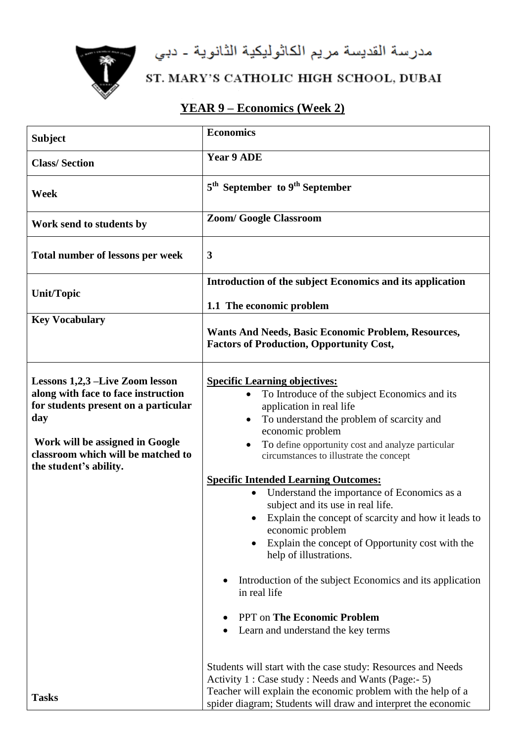مدرسة القديسة مريم الكاثوليكية الثانوية - دبي

ST. MARY'S CATHOLIC HIGH SCHOOL, DUBAI

# YEAR 9 – Economics (Week 2)

| **Subject** | **Economics** |
|---|---|
| **Class/ Section** | **Year 9 ADE** |
| **Week** | **5th September to 9th September** |
| **Work send to students by** | **Zoom/ Google Classroom** |
| **Total number of lessons per week** | **3** |
| **Unit/Topic** | **Introduction of the subject Economics and its application**<br><br>**1.1 The economic problem** |
| **Key Vocabulary** | **Wants And Needs, Basic Economic Problem, Resources, Factors of Production, Opportunity Cost,** |
| **Lessons 1,2,3 –Live Zoom lesson along with face to face instruction for students present on a particular day**<br><br>**Work will be assigned in Google classroom which will be matched to the student's ability.** | **Specific Learning objectives:**<br>• To Introduce of the subject Economics and its application in real life<br>• To understand the problem of scarcity and economic problem<br>• To define opportunity cost and analyze particular circumstances to illustrate the concept<br><br>**Specific Intended Learning Outcomes:**<br>• Understand the importance of Economics as a subject and its use in real life.<br>• Explain the concept of scarcity and how it leads to economic problem<br>• Explain the concept of Opportunity cost with the help of illustrations.<br><br>• Introduction of the subject Economics and its application in real life<br><br>• PPT on **The Economic Problem**<br>• Learn and understand the key terms |
| **Tasks** | Students will start with the case study: Resources and Needs<br>Activity 1 : Case study : Needs and Wants (Page:- 5)<br>Teacher will explain the economic problem with the help of a spider diagram; Students will draw and interpret the economic |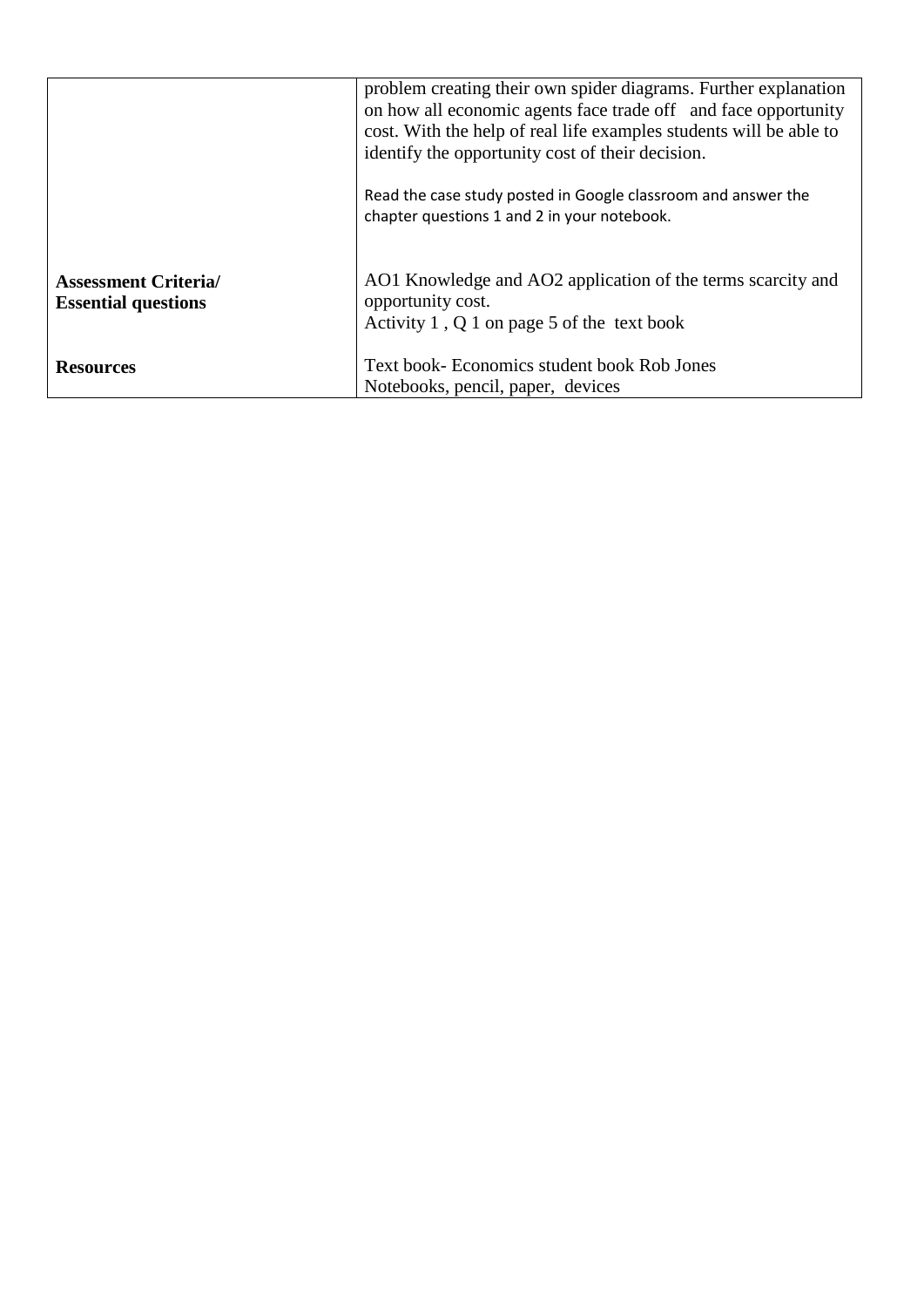| | |
|---|---|
| | problem creating their own spider diagrams. Further explanation on how all economic agents face trade off and face opportunity cost. With the help of real life examples students will be able to identify the opportunity cost of their decision.<br><br>Read the case study posted in Google classroom and answer the chapter questions 1 and 2 in your notebook. |
| **Assessment Criteria/ Essential questions** | AO1 Knowledge and AO2 application of the terms scarcity and opportunity cost.<br>Activity 1 , Q 1 on page 5 of the text book |
| **Resources** | Text book- Economics student book Rob Jones<br>Notebooks, pencil, paper, devices |